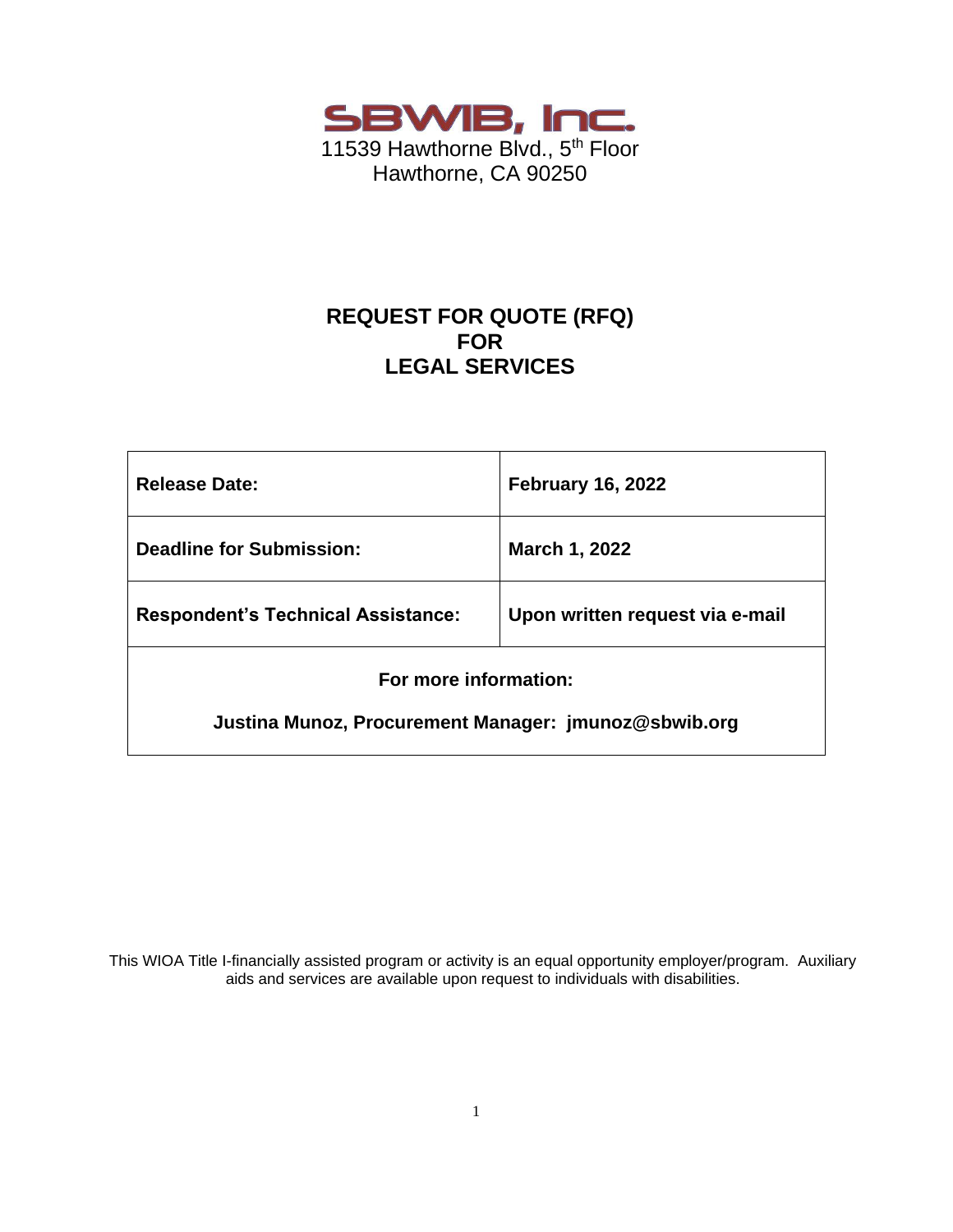# SBWIB, Inc.

11539 Hawthorne Blvd., 5th Floor
Hawthorne, CA 90250

## REQUEST FOR QUOTE (RFQ)
## FOR
## LEGAL SERVICES

| **Release Date:** | **February 16, 2022** |
|---|---|
| **Deadline for Submission:** | **March 1, 2022** |
| **Respondent's Technical Assistance:** | **Upon written request via e-mail** |
| **For more information:** **Justina Munoz, Procurement Manager: jmunoz@sbwib.org** | |

This WIOA Title I-financially assisted program or activity is an equal opportunity employer/program. Auxiliary aids and services are available upon request to individuals with disabilities.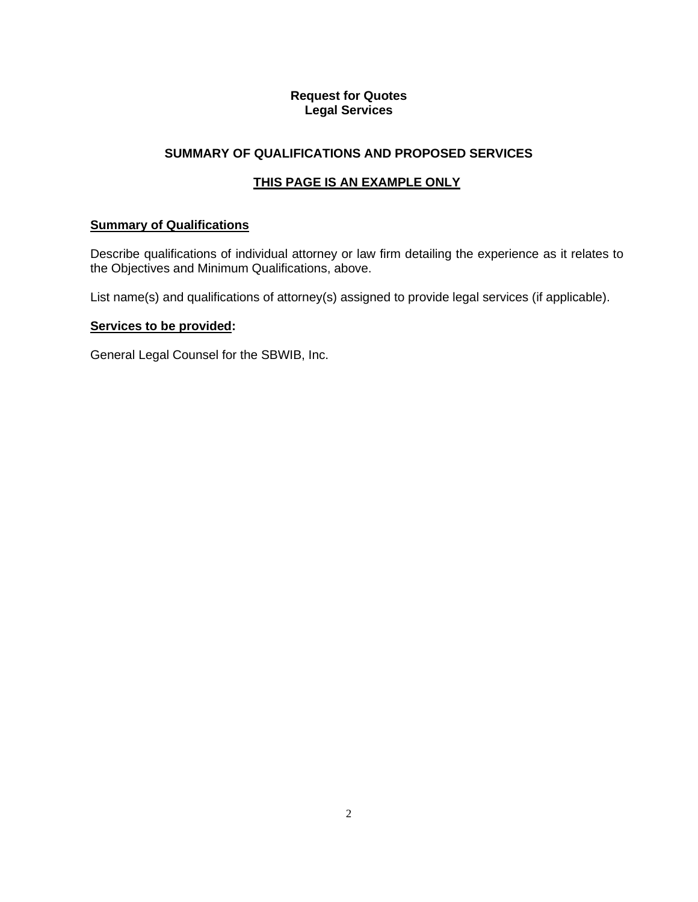**Request for Quotes**
**Legal Services**

## SUMMARY OF QUALIFICATIONS AND PROPOSED SERVICES

**<u>THIS PAGE IS AN EXAMPLE ONLY</u>**

### Summary of Qualifications

Describe qualifications of individual attorney or law firm detailing the experience as it relates to the Objectives and Minimum Qualifications, above.

List name(s) and qualifications of attorney(s) assigned to provide legal services (if applicable).

### Services to be provided:

General Legal Counsel for the SBWIB, Inc.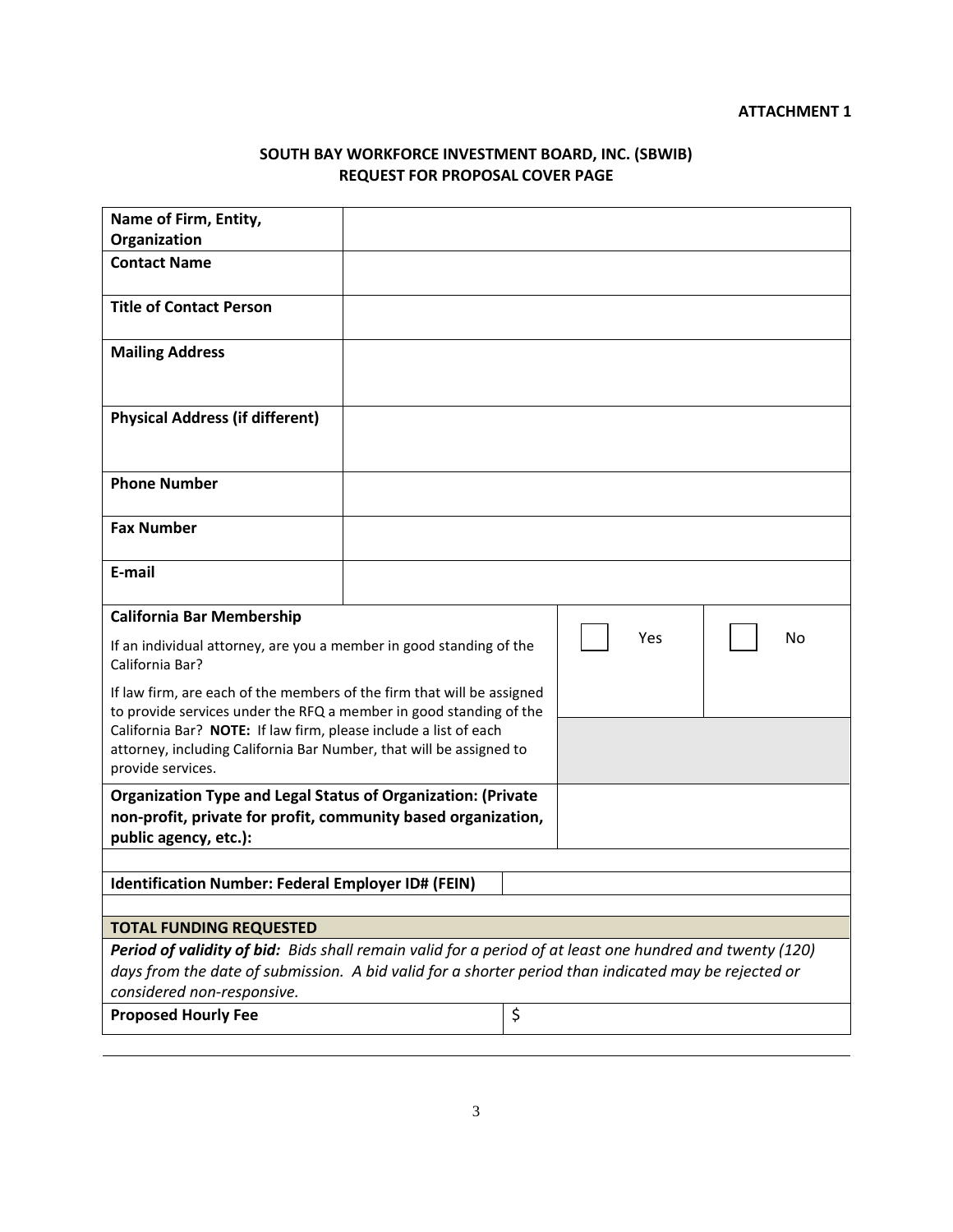**ATTACHMENT 1**

**SOUTH BAY WORKFORCE INVESTMENT BOARD, INC. (SBWIB)**
**REQUEST FOR PROPOSAL COVER PAGE**

| **Name of Firm, Entity, Organization** | |
|---|---|
| **Contact Name** | |
| **Title of Contact Person** | |
| **Mailing Address** | |
| **Physical Address (if different)** | |
| **Phone Number** | |
| **Fax Number** | |
| **E-mail** | |

| **California Bar Membership**<br>If an individual attorney, are you a member in good standing of the California Bar?<br>If law firm, are each of the members of the firm that will be assigned to provide services under the RFQ a member in good standing of the California Bar? **NOTE:** If law firm, please include a list of each attorney, including California Bar Number, that will be assigned to provide services. | ☐ Yes | ☐ No |
|---|---|---|
| **Organization Type and Legal Status of Organization: (Private non-profit, private for profit, community based organization, public agency, etc.):** | | |

| **Identification Number: Federal Employer ID# (FEIN)** | |
|---|---|

| **TOTAL FUNDING REQUESTED** | |
|---|---|
| ***Period of validity of bid:*** *Bids shall remain valid for a period of at least one hundred and twenty (120) days from the date of submission. A bid valid for a shorter period than indicated may be rejected or considered non-responsive.* | |
| **Proposed Hourly Fee** | $ |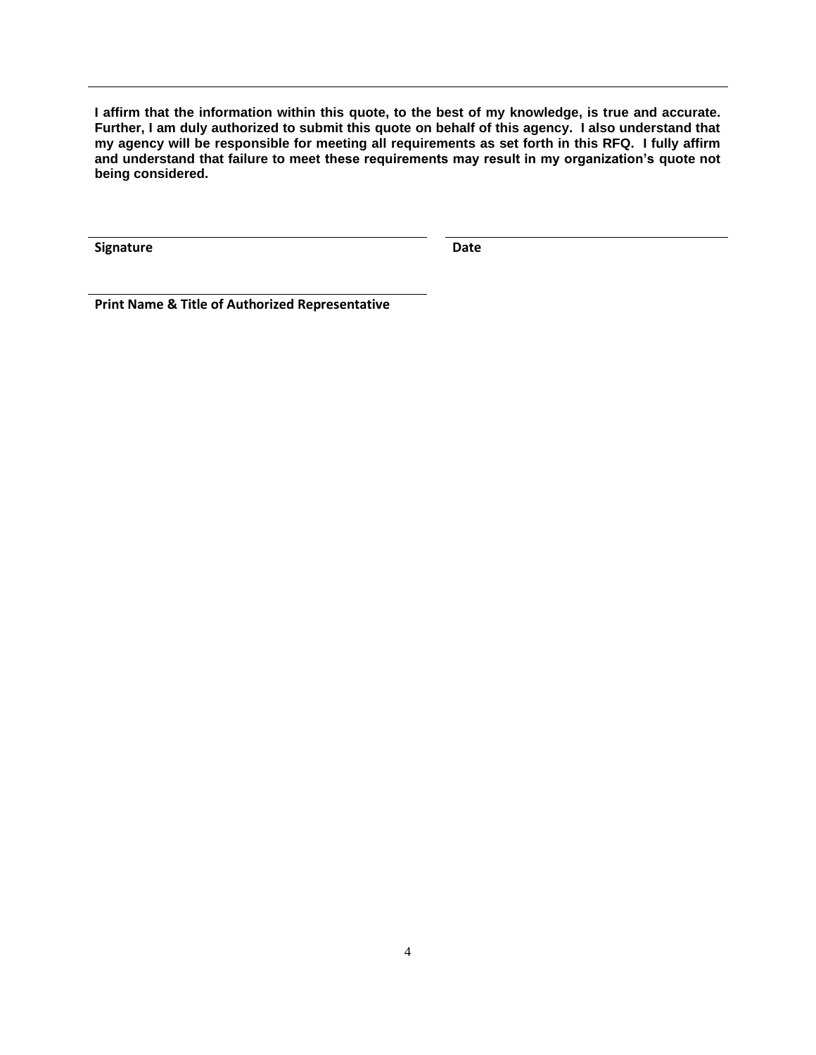---

**I affirm that the information within this quote, to the best of my knowledge, is true and accurate. Further, I am duly authorized to submit this quote on behalf of this agency. I also understand that my agency will be responsible for meeting all requirements as set forth in this RFQ. I fully affirm and understand that failure to meet these requirements may result in my organization's quote not being considered.**

______________________________________ ______________________________

**Signature** **Date**

______________________________________

**Print Name & Title of Authorized Representative**